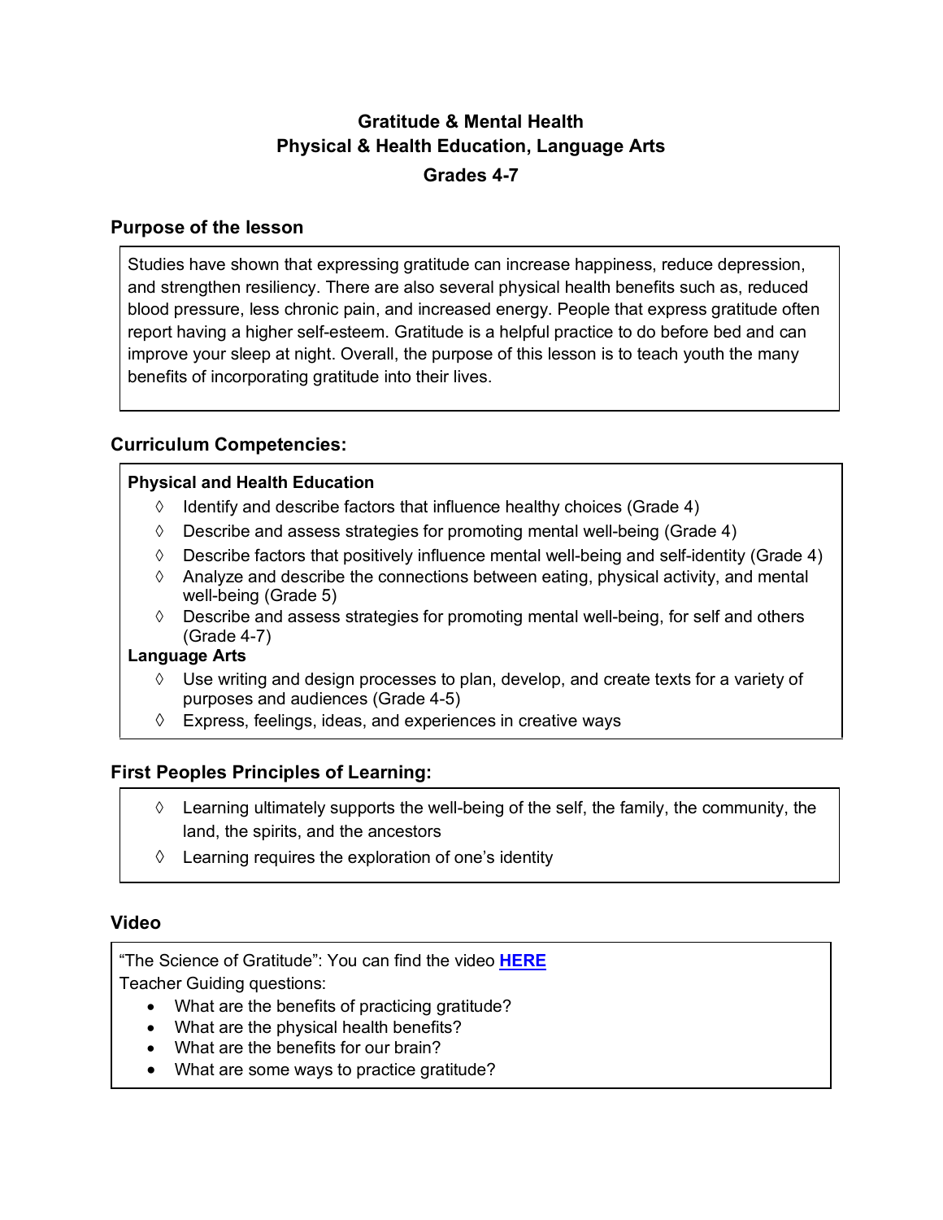# Gratitude & Mental Health
## Physical & Health Education, Language Arts
## Grades 4-7

### Purpose of the lesson

Studies have shown that expressing gratitude can increase happiness, reduce depression, and strengthen resiliency. There are also several physical health benefits such as, reduced blood pressure, less chronic pain, and increased energy. People that express gratitude often report having a higher self-esteem. Gratitude is a helpful practice to do before bed and can improve your sleep at night. Overall, the purpose of this lesson is to teach youth the many benefits of incorporating gratitude into their lives.

### Curriculum Competencies:

**Physical and Health Education**

- ◊ Identify and describe factors that influence healthy choices (Grade 4)
- ◊ Describe and assess strategies for promoting mental well-being (Grade 4)
- ◊ Describe factors that positively influence mental well-being and self-identity (Grade 4)
- ◊ Analyze and describe the connections between eating, physical activity, and mental well-being (Grade 5)
- ◊ Describe and assess strategies for promoting mental well-being, for self and others (Grade 4-7)

**Language Arts**

- ◊ Use writing and design processes to plan, develop, and create texts for a variety of purposes and audiences (Grade 4-5)
- ◊ Express, feelings, ideas, and experiences in creative ways

### First Peoples Principles of Learning:

- ◊ Learning ultimately supports the well-being of the self, the family, the community, the land, the spirits, and the ancestors
- ◊ Learning requires the exploration of one's identity

### Video

"The Science of Gratitude": You can find the video **HERE**

Teacher Guiding questions:

- What are the benefits of practicing gratitude?
- What are the physical health benefits?
- What are the benefits for our brain?
- What are some ways to practice gratitude?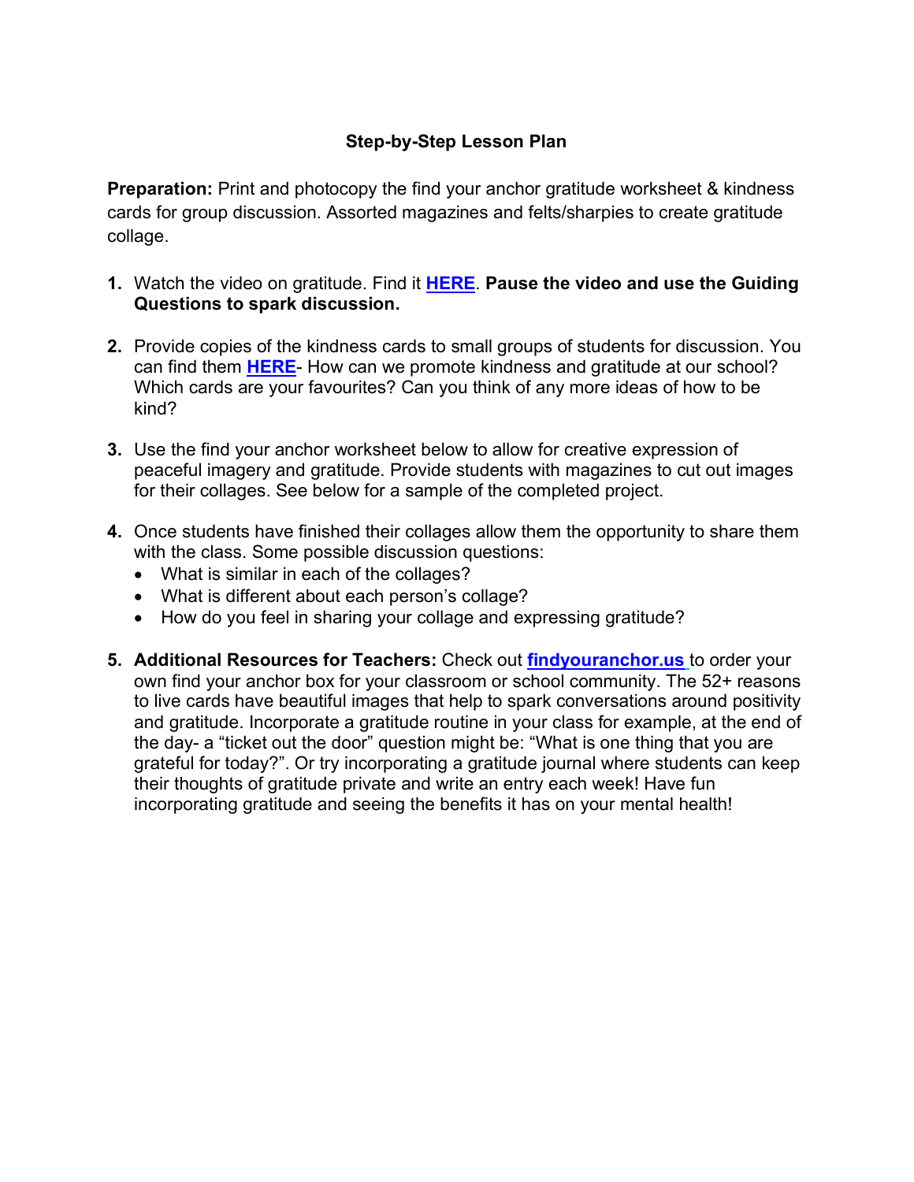## Step-by-Step Lesson Plan

**Preparation:** Print and photocopy the find your anchor gratitude worksheet & kindness cards for group discussion. Assorted magazines and felts/sharpies to create gratitude collage.

1. Watch the video on gratitude. Find it **HERE**. **Pause the video and use the Guiding Questions to spark discussion.**

2. Provide copies of the kindness cards to small groups of students for discussion. You can find them **HERE**- How can we promote kindness and gratitude at our school? Which cards are your favourites? Can you think of any more ideas of how to be kind?

3. Use the find your anchor worksheet below to allow for creative expression of peaceful imagery and gratitude. Provide students with magazines to cut out images for their collages. See below for a sample of the completed project.

4. Once students have finished their collages allow them the opportunity to share them with the class. Some possible discussion questions:
   - What is similar in each of the collages?
   - What is different about each person's collage?
   - How do you feel in sharing your collage and expressing gratitude?

5. **Additional Resources for Teachers:** Check out **findyouranchor.us** to order your own find your anchor box for your classroom or school community. The 52+ reasons to live cards have beautiful images that help to spark conversations around positivity and gratitude. Incorporate a gratitude routine in your class for example, at the end of the day- a "ticket out the door" question might be: "What is one thing that you are grateful for today?". Or try incorporating a gratitude journal where students can keep their thoughts of gratitude private and write an entry each week! Have fun incorporating gratitude and seeing the benefits it has on your mental health!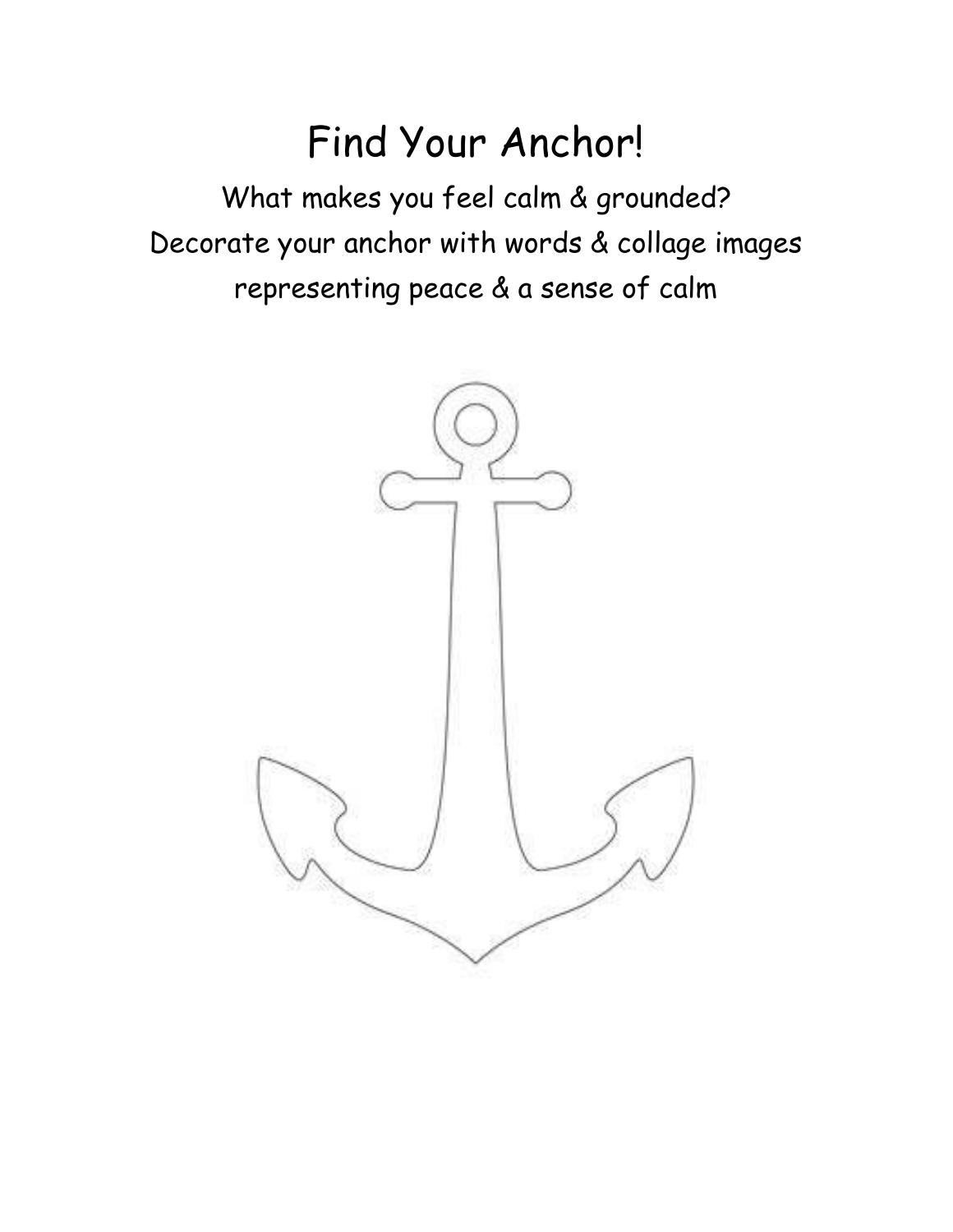# Find Your Anchor!

What makes you feel calm & grounded?

Decorate your anchor with words & collage images representing peace & a sense of calm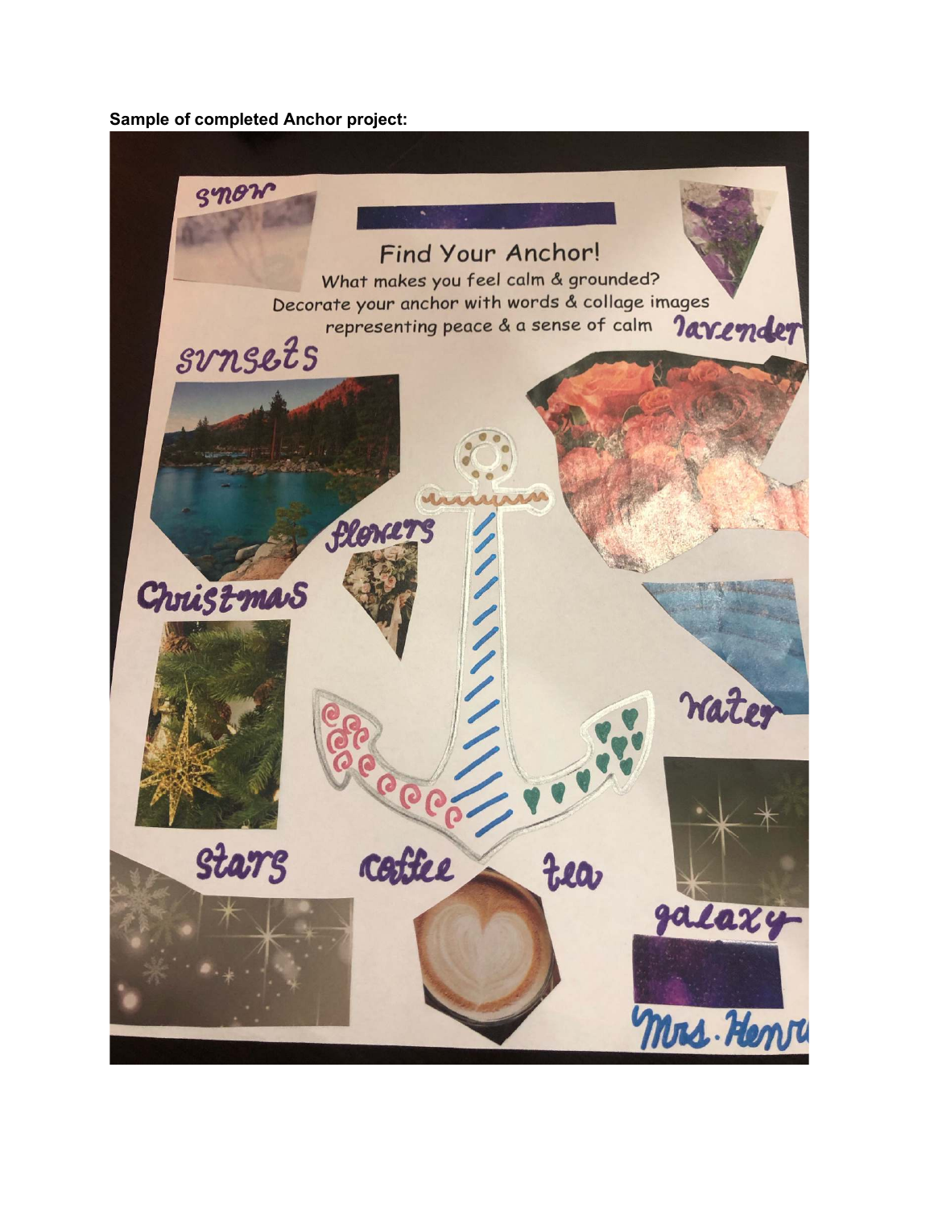**Sample of completed Anchor project:**

Find Your Anchor!

What makes you feel calm & grounded?

Decorate your anchor with words & collage images representing peace & a sense of calm

snow

lavender

sunsets

flowers

Christmas

water

stars

coffee

tea

galaxy

Mrs. Henry